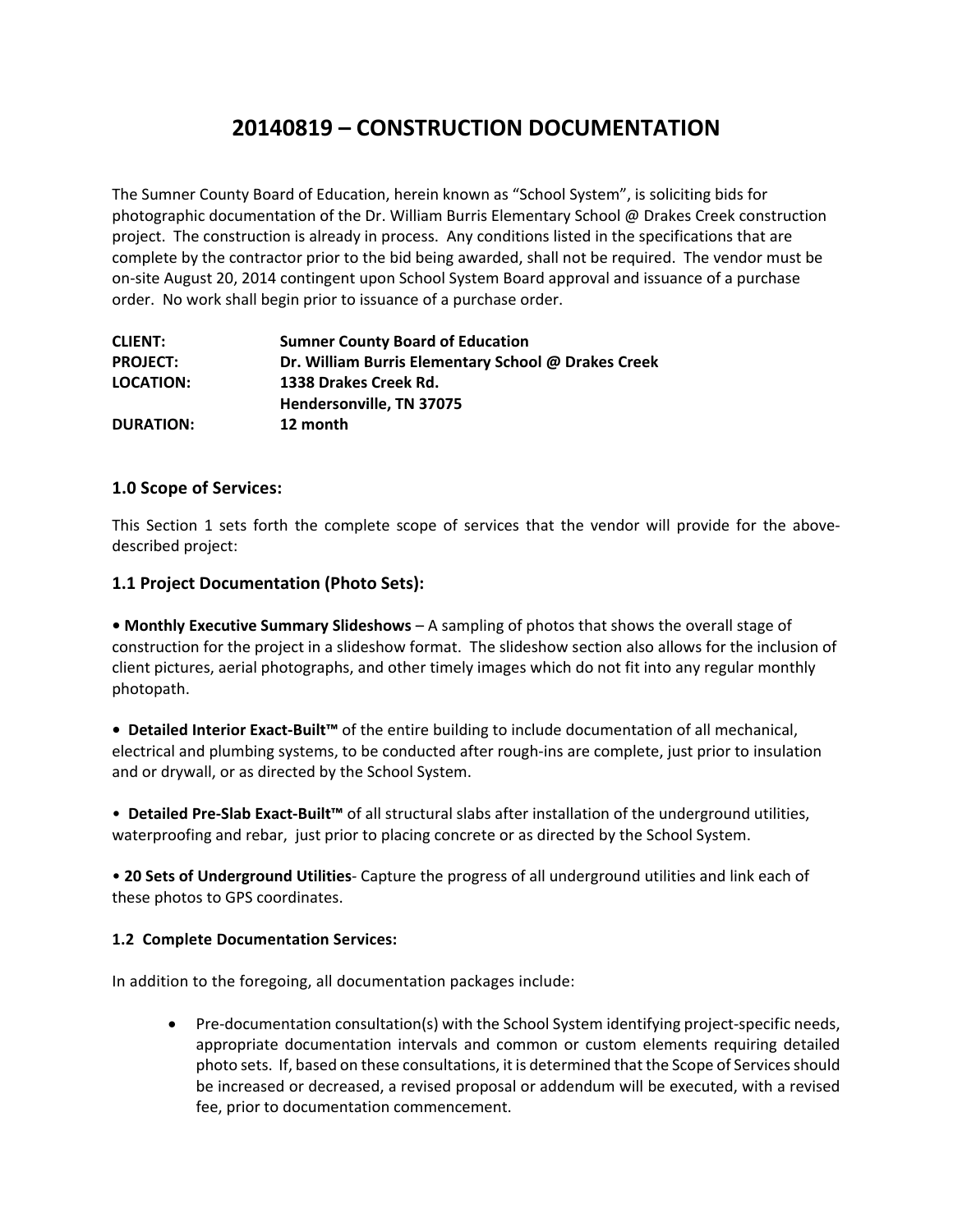# 20140819 – CONSTRUCTION DOCUMENTATION

The Sumner County Board of Education, herein known as "School System", is soliciting bids for photographic documentation of the Dr. William Burris Elementary School @ Drakes Creek construction project. The construction is already in process. Any conditions listed in the specifications that are complete by the contractor prior to the bid being awarded, shall not be required. The vendor must be on-site August 20, 2014 contingent upon School System Board approval and issuance of a purchase order. No work shall begin prior to issuance of a purchase order.

| | |
|---|---|
| **CLIENT:** | **Sumner County Board of Education** |
| **PROJECT:** | **Dr. William Burris Elementary School @ Drakes Creek** |
| **LOCATION:** | **1338 Drakes Creek Rd.** |
| | **Hendersonville, TN 37075** |
| **DURATION:** | **12 month** |

## 1.0 Scope of Services:

This Section 1 sets forth the complete scope of services that the vendor will provide for the above-described project:

## 1.1 Project Documentation (Photo Sets):

**• Monthly Executive Summary Slideshows** – A sampling of photos that shows the overall stage of construction for the project in a slideshow format. The slideshow section also allows for the inclusion of client pictures, aerial photographs, and other timely images which do not fit into any regular monthly photopath.

**• Detailed Interior Exact-Built™** of the entire building to include documentation of all mechanical, electrical and plumbing systems, to be conducted after rough-ins are complete, just prior to insulation and or drywall, or as directed by the School System.

• **Detailed Pre-Slab Exact-Built™** of all structural slabs after installation of the underground utilities, waterproofing and rebar, just prior to placing concrete or as directed by the School System.

• **20 Sets of Underground Utilities**- Capture the progress of all underground utilities and link each of these photos to GPS coordinates.

### 1.2 Complete Documentation Services:

In addition to the foregoing, all documentation packages include:

- Pre-documentation consultation(s) with the School System identifying project-specific needs, appropriate documentation intervals and common or custom elements requiring detailed photo sets. If, based on these consultations, it is determined that the Scope of Services should be increased or decreased, a revised proposal or addendum will be executed, with a revised fee, prior to documentation commencement.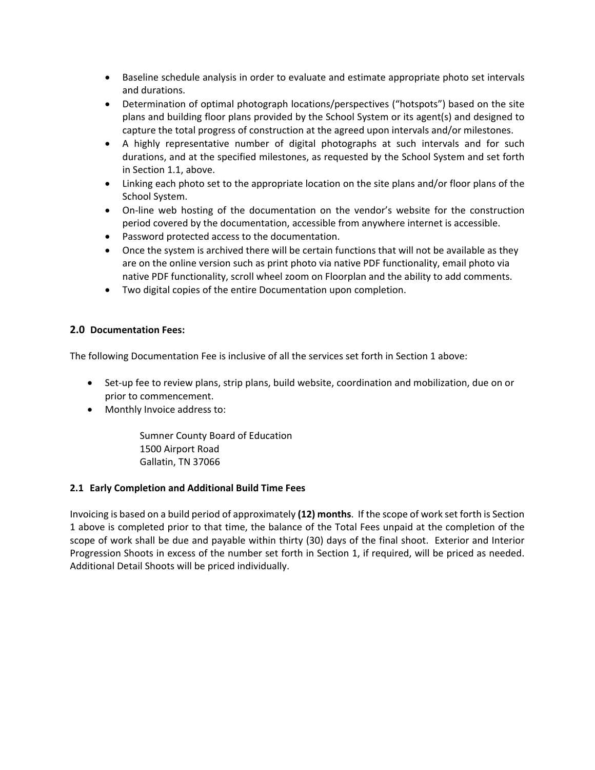- Baseline schedule analysis in order to evaluate and estimate appropriate photo set intervals and durations.
- Determination of optimal photograph locations/perspectives ("hotspots") based on the site plans and building floor plans provided by the School System or its agent(s) and designed to capture the total progress of construction at the agreed upon intervals and/or milestones.
- A highly representative number of digital photographs at such intervals and for such durations, and at the specified milestones, as requested by the School System and set forth in Section 1.1, above.
- Linking each photo set to the appropriate location on the site plans and/or floor plans of the School System.
- On-line web hosting of the documentation on the vendor's website for the construction period covered by the documentation, accessible from anywhere internet is accessible.
- Password protected access to the documentation.
- Once the system is archived there will be certain functions that will not be available as they are on the online version such as print photo via native PDF functionality, email photo via native PDF functionality, scroll wheel zoom on Floorplan and the ability to add comments.
- Two digital copies of the entire Documentation upon completion.

## 2.0 Documentation Fees:

The following Documentation Fee is inclusive of all the services set forth in Section 1 above:

- Set-up fee to review plans, strip plans, build website, coordination and mobilization, due on or prior to commencement.
- Monthly Invoice address to:

  Sumner County Board of Education
  1500 Airport Road
  Gallatin, TN 37066

### 2.1 Early Completion and Additional Build Time Fees

Invoicing is based on a build period of approximately **(12) months**. If the scope of work set forth is Section 1 above is completed prior to that time, the balance of the Total Fees unpaid at the completion of the scope of work shall be due and payable within thirty (30) days of the final shoot. Exterior and Interior Progression Shoots in excess of the number set forth in Section 1, if required, will be priced as needed. Additional Detail Shoots will be priced individually.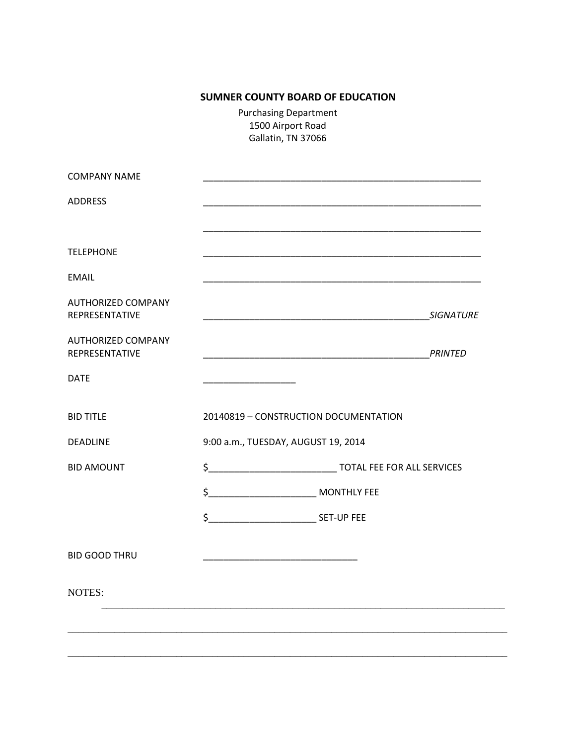**SUMNER COUNTY BOARD OF EDUCATION**

Purchasing Department
1500 Airport Road
Gallatin, TN 37066

COMPANY NAME ________________________________________________________

ADDRESS ________________________________________________________

________________________________________________________

TELEPHONE ________________________________________________________

EMAIL ________________________________________________________

AUTHORIZED COMPANY REPRESENTATIVE ____________________________________________ *SIGNATURE*

AUTHORIZED COMPANY REPRESENTATIVE ____________________________________________ *PRINTED*

DATE __________________

BID TITLE 20140819 – CONSTRUCTION DOCUMENTATION

DEADLINE 9:00 a.m., TUESDAY, AUGUST 19, 2014

BID AMOUNT $________________________ TOTAL FEE FOR ALL SERVICES

$____________________ MONTHLY FEE

$____________________ SET-UP FEE

BID GOOD THRU ______________________________

NOTES: ________________________________________________________________________________

________________________________________________________________________________________

________________________________________________________________________________________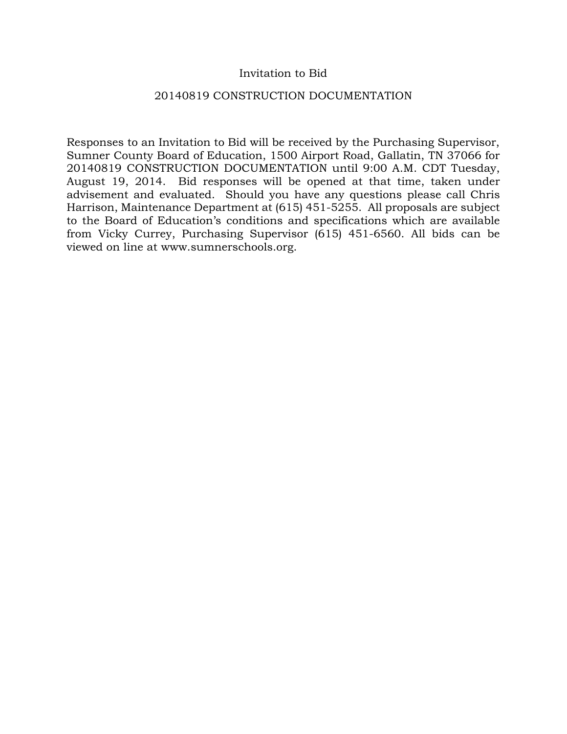# Invitation to Bid

## 20140819 CONSTRUCTION DOCUMENTATION

Responses to an Invitation to Bid will be received by the Purchasing Supervisor, Sumner County Board of Education, 1500 Airport Road, Gallatin, TN 37066 for 20140819 CONSTRUCTION DOCUMENTATION until 9:00 A.M. CDT Tuesday, August 19, 2014. Bid responses will be opened at that time, taken under advisement and evaluated. Should you have any questions please call Chris Harrison, Maintenance Department at (615) 451-5255. All proposals are subject to the Board of Education's conditions and specifications which are available from Vicky Currey, Purchasing Supervisor (615) 451-6560. All bids can be viewed on line at www.sumnerschools.org.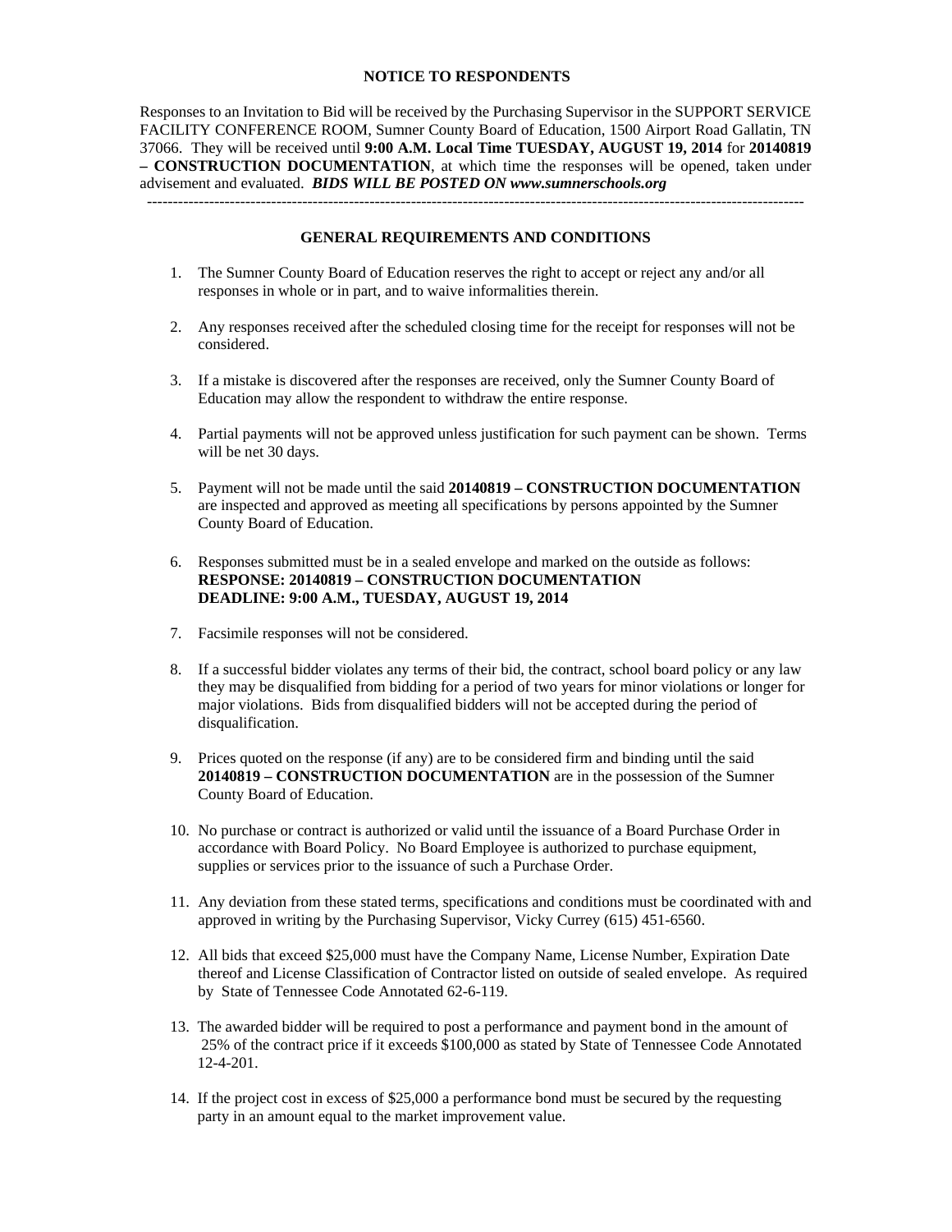## NOTICE TO RESPONDENTS

Responses to an Invitation to Bid will be received by the Purchasing Supervisor in the SUPPORT SERVICE FACILITY CONFERENCE ROOM, Sumner County Board of Education, 1500 Airport Road Gallatin, TN 37066. They will be received until **9:00 A.M. Local Time TUESDAY, AUGUST 19, 2014** for **20140819 – CONSTRUCTION DOCUMENTATION**, at which time the responses will be opened, taken under advisement and evaluated. ***BIDS WILL BE POSTED ON www.sumnerschools.org***

---

## GENERAL REQUIREMENTS AND CONDITIONS

1. The Sumner County Board of Education reserves the right to accept or reject any and/or all responses in whole or in part, and to waive informalities therein.

2. Any responses received after the scheduled closing time for the receipt for responses will not be considered.

3. If a mistake is discovered after the responses are received, only the Sumner County Board of Education may allow the respondent to withdraw the entire response.

4. Partial payments will not be approved unless justification for such payment can be shown. Terms will be net 30 days.

5. Payment will not be made until the said **20140819 – CONSTRUCTION DOCUMENTATION** are inspected and approved as meeting all specifications by persons appointed by the Sumner County Board of Education.

6. Responses submitted must be in a sealed envelope and marked on the outside as follows:
   **RESPONSE: 20140819 – CONSTRUCTION DOCUMENTATION**
   **DEADLINE: 9:00 A.M., TUESDAY, AUGUST 19, 2014**

7. Facsimile responses will not be considered.

8. If a successful bidder violates any terms of their bid, the contract, school board policy or any law they may be disqualified from bidding for a period of two years for minor violations or longer for major violations. Bids from disqualified bidders will not be accepted during the period of disqualification.

9. Prices quoted on the response (if any) are to be considered firm and binding until the said **20140819 – CONSTRUCTION DOCUMENTATION** are in the possession of the Sumner County Board of Education.

10. No purchase or contract is authorized or valid until the issuance of a Board Purchase Order in accordance with Board Policy. No Board Employee is authorized to purchase equipment, supplies or services prior to the issuance of such a Purchase Order.

11. Any deviation from these stated terms, specifications and conditions must be coordinated with and approved in writing by the Purchasing Supervisor, Vicky Currey (615) 451-6560.

12. All bids that exceed $25,000 must have the Company Name, License Number, Expiration Date thereof and License Classification of Contractor listed on outside of sealed envelope. As required by State of Tennessee Code Annotated 62-6-119.

13. The awarded bidder will be required to post a performance and payment bond in the amount of 25% of the contract price if it exceeds $100,000 as stated by State of Tennessee Code Annotated 12-4-201.

14. If the project cost in excess of $25,000 a performance bond must be secured by the requesting party in an amount equal to the market improvement value.